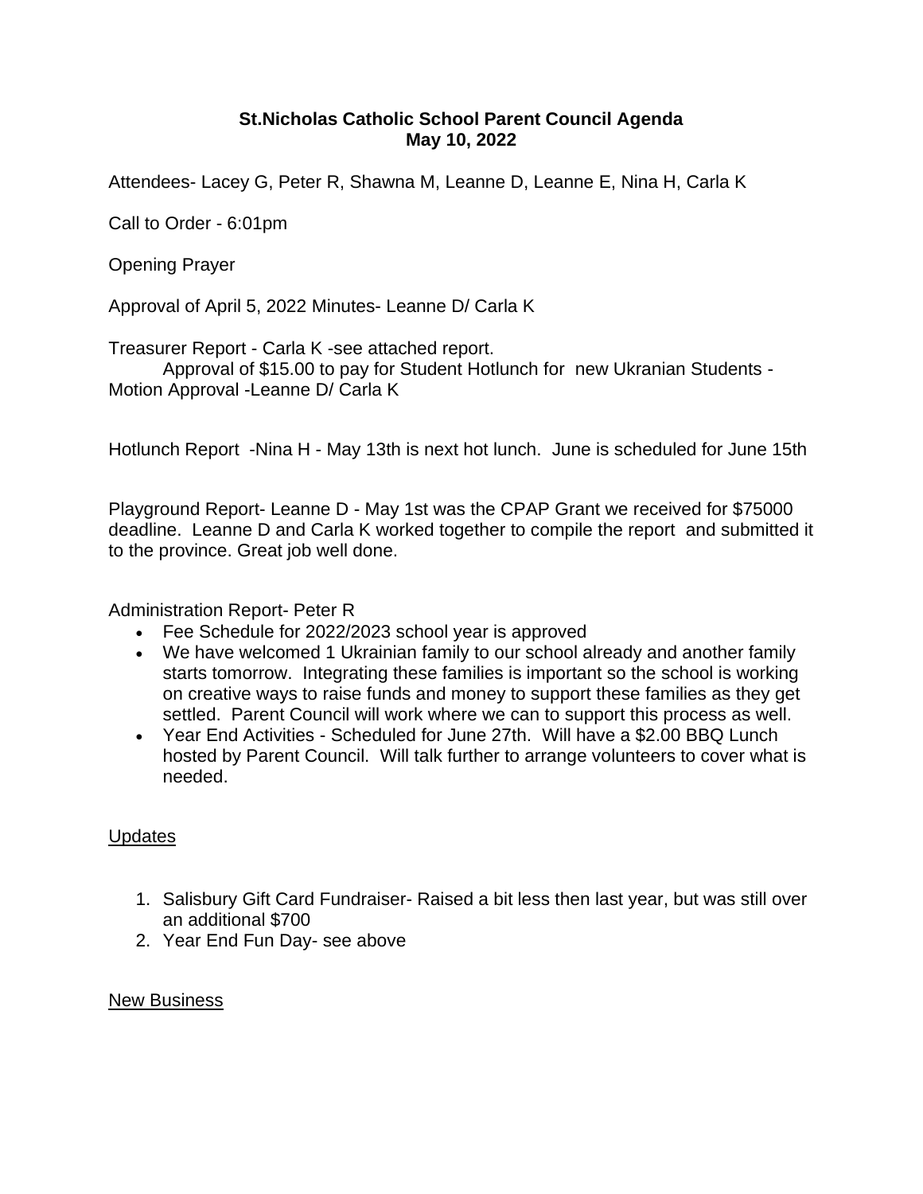**St.Nicholas Catholic School Parent Council Agenda**
**May 10, 2022**

Attendees- Lacey G, Peter R, Shawna M, Leanne D, Leanne E, Nina H, Carla K

Call to Order - 6:01pm

Opening Prayer

Approval of April 5, 2022 Minutes- Leanne D/ Carla K

Treasurer Report - Carla K -see attached report.
Approval of $15.00 to pay for Student Hotlunch for new Ukranian Students - Motion Approval -Leanne D/ Carla K

Hotlunch Report -Nina H - May 13th is next hot lunch. June is scheduled for June 15th

Playground Report- Leanne D - May 1st was the CPAP Grant we received for $75000 deadline. Leanne D and Carla K worked together to compile the report and submitted it to the province. Great job well done.

Administration Report- Peter R

- Fee Schedule for 2022/2023 school year is approved
- We have welcomed 1 Ukrainian family to our school already and another family starts tomorrow. Integrating these families is important so the school is working on creative ways to raise funds and money to support these families as they get settled. Parent Council will work where we can to support this process as well.
- Year End Activities - Scheduled for June 27th. Will have a $2.00 BBQ Lunch hosted by Parent Council. Will talk further to arrange volunteers to cover what is needed.

<u>Updates</u>

1. Salisbury Gift Card Fundraiser- Raised a bit less then last year, but was still over an additional $700
2. Year End Fun Day- see above

<u>New Business</u>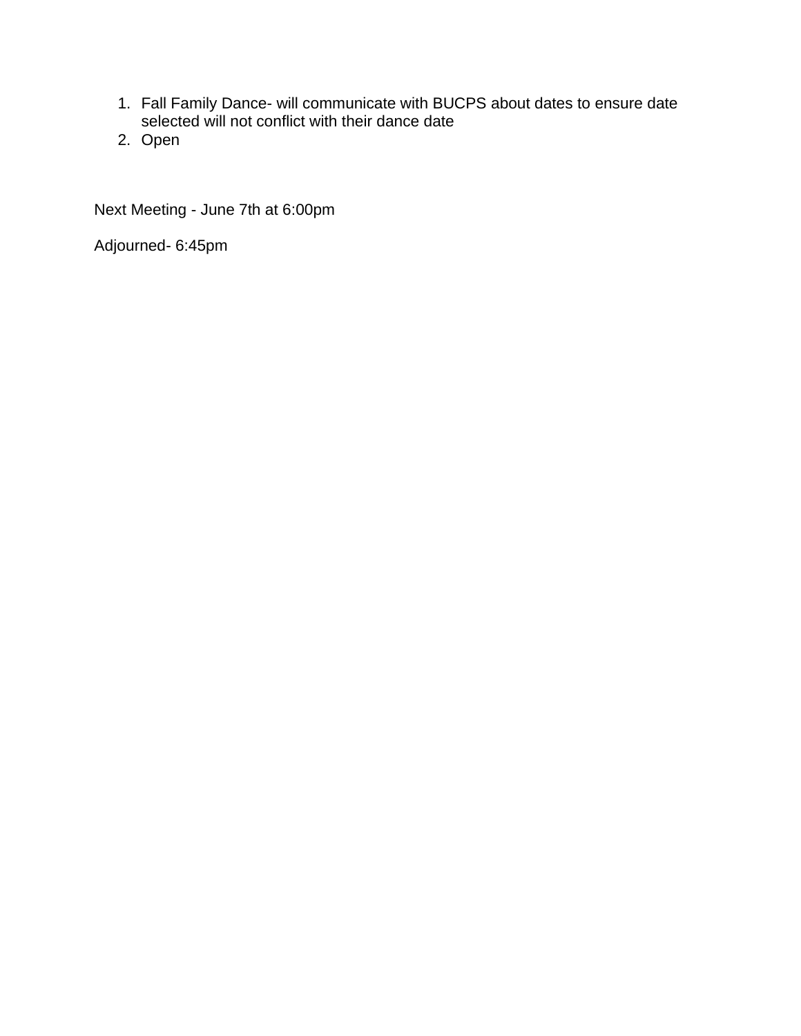1. Fall Family Dance- will communicate with BUCPS about dates to ensure date selected will not conflict with their dance date
2. Open

Next Meeting - June 7th at 6:00pm

Adjourned- 6:45pm